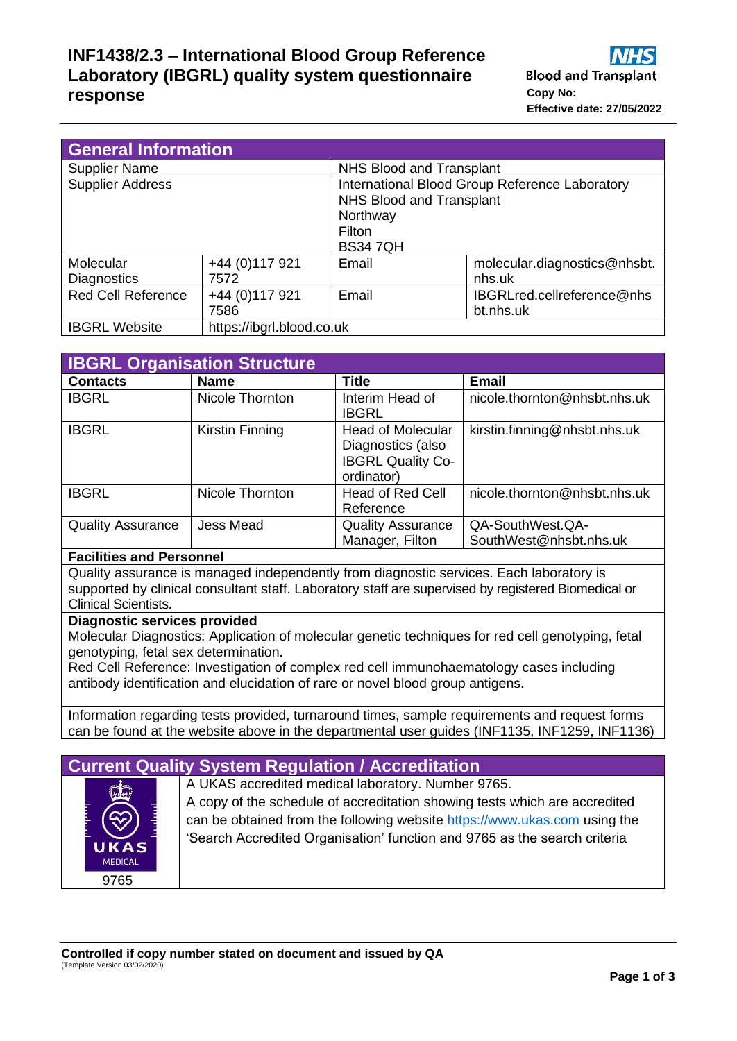# INF1438/2.3 – International Blood Group Reference Laboratory (IBGRL) quality system questionnaire response

NHS Blood and Transplant

**Copy No:**

**Effective date: 27/05/2022**

## General Information

| | | | |
|---|---|---|---|
| Supplier Name | | NHS Blood and Transplant | |
| Supplier Address | | International Blood Group Reference Laboratory<br>NHS Blood and Transplant<br>Northway<br>Filton<br>BS34 7QH | |
| Molecular Diagnostics | +44 (0)117 921 7572 | Email | molecular.diagnostics@nhsbt.nhs.uk |
| Red Cell Reference | +44 (0)117 921 7586 | Email | IBGRLred.cellreference@nhsbt.nhs.uk |
| IBGRL Website | https://ibgrl.blood.co.uk | | |

## IBGRL Organisation Structure

| Contacts | Name | Title | Email |
|---|---|---|---|
| IBGRL | Nicole Thornton | Interim Head of IBGRL | nicole.thornton@nhsbt.nhs.uk |
| IBGRL | Kirstin Finning | Head of Molecular Diagnostics (also IBGRL Quality Co-ordinator) | kirstin.finning@nhsbt.nhs.uk |
| IBGRL | Nicole Thornton | Head of Red Cell Reference | nicole.thornton@nhsbt.nhs.uk |
| Quality Assurance | Jess Mead | Quality Assurance Manager, Filton | QA-SouthWest.QA-SouthWest@nhsbt.nhs.uk |

**Facilities and Personnel**

Quality assurance is managed independently from diagnostic services. Each laboratory is supported by clinical consultant staff. Laboratory staff are supervised by registered Biomedical or Clinical Scientists.

**Diagnostic services provided**

Molecular Diagnostics: Application of molecular genetic techniques for red cell genotyping, fetal genotyping, fetal sex determination.

Red Cell Reference: Investigation of complex red cell immunohaematology cases including antibody identification and elucidation of rare or novel blood group antigens.

Information regarding tests provided, turnaround times, sample requirements and request forms can be found at the website above in the departmental user guides (INF1135, INF1259, INF1136)

## Current Quality System Regulation / Accreditation

UKAS MEDICAL 9765

A UKAS accredited medical laboratory. Number 9765.

A copy of the schedule of accreditation showing tests which are accredited can be obtained from the following website https://www.ukas.com using the 'Search Accredited Organisation' function and 9765 as the search criteria

**Controlled if copy number stated on document and issued by QA**

(Template Version 03/02/2020)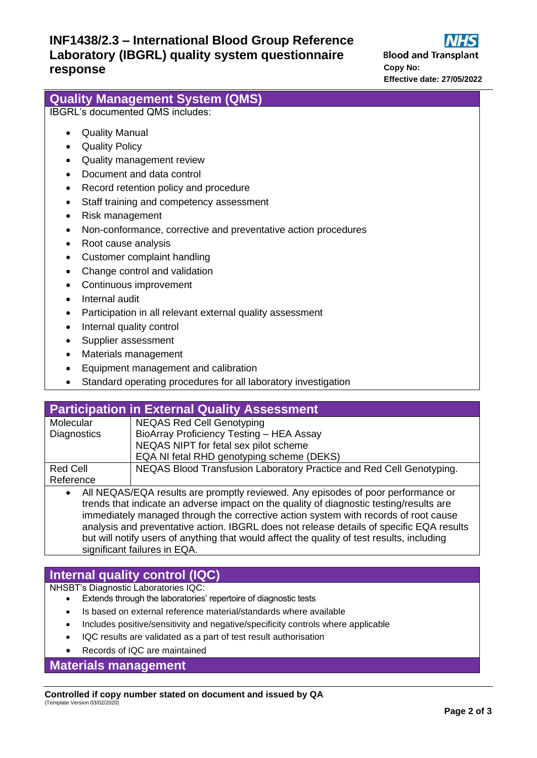## Quality Management System (QMS)

IBGRL's documented QMS includes:

- Quality Manual
- Quality Policy
- Quality management review
- Document and data control
- Record retention policy and procedure
- Staff training and competency assessment
- Risk management
- Non-conformance, corrective and preventative action procedures
- Root cause analysis
- Customer complaint handling
- Change control and validation
- Continuous improvement
- Internal audit
- Participation in all relevant external quality assessment
- Internal quality control
- Supplier assessment
- Materials management
- Equipment management and calibration
- Standard operating procedures for all laboratory investigation

## Participation in External Quality Assessment

| | |
|---|---|
| Molecular Diagnostics | NEQAS Red Cell Genotyping<br>BioArray Proficiency Testing – HEA Assay<br>NEQAS NIPT for fetal sex pilot scheme<br>EQA NI fetal RHD genotyping scheme (DEKS) |
| Red Cell Reference | NEQAS Blood Transfusion Laboratory Practice and Red Cell Genotyping. |

- All NEQAS/EQA results are promptly reviewed. Any episodes of poor performance or trends that indicate an adverse impact on the quality of diagnostic testing/results are immediately managed through the corrective action system with records of root cause analysis and preventative action. IBGRL does not release details of specific EQA results but will notify users of anything that would affect the quality of test results, including significant failures in EQA.

## Internal quality control (IQC)

NHSBT's Diagnostic Laboratories IQC:

- Extends through the laboratories' repertoire of diagnostic tests
- Is based on external reference material/standards where available
- Includes positive/sensitivity and negative/specificity controls where applicable
- IQC results are validated as a part of test result authorisation
- Records of IQC are maintained

## Materials management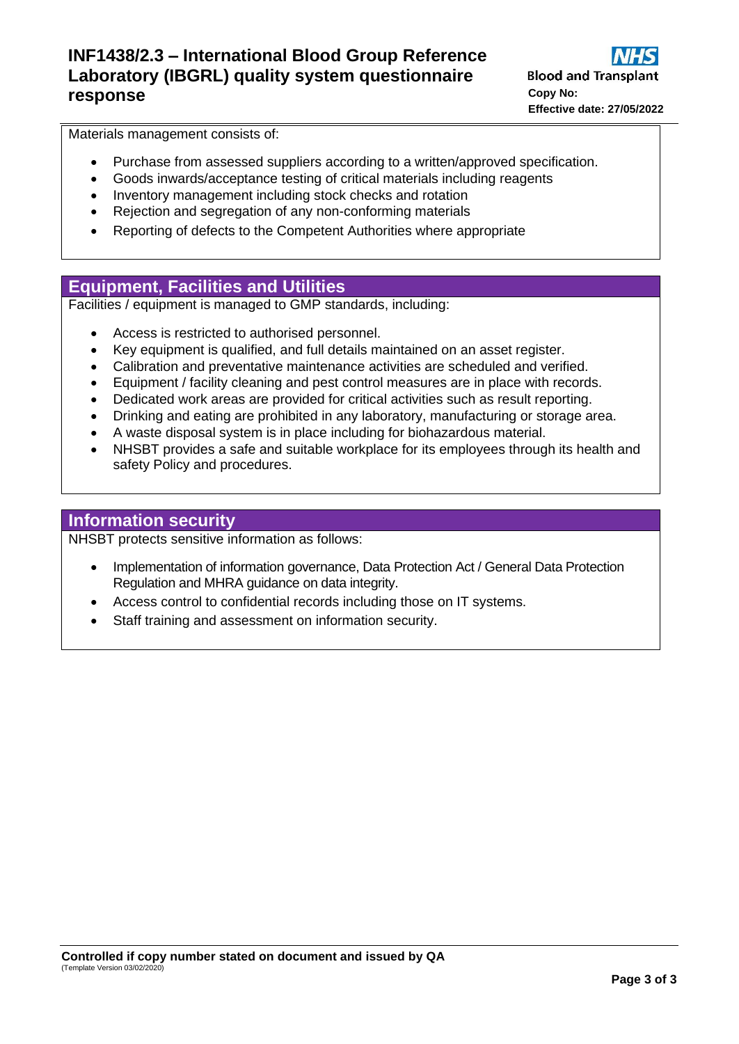Materials management consists of:

- Purchase from assessed suppliers according to a written/approved specification.
- Goods inwards/acceptance testing of critical materials including reagents
- Inventory management including stock checks and rotation
- Rejection and segregation of any non-conforming materials
- Reporting of defects to the Competent Authorities where appropriate

## Equipment, Facilities and Utilities

Facilities / equipment is managed to GMP standards, including:

- Access is restricted to authorised personnel.
- Key equipment is qualified, and full details maintained on an asset register.
- Calibration and preventative maintenance activities are scheduled and verified.
- Equipment / facility cleaning and pest control measures are in place with records.
- Dedicated work areas are provided for critical activities such as result reporting.
- Drinking and eating are prohibited in any laboratory, manufacturing or storage area.
- A waste disposal system is in place including for biohazardous material.
- NHSBT provides a safe and suitable workplace for its employees through its health and safety Policy and procedures.

## Information security

NHSBT protects sensitive information as follows:

- Implementation of information governance, Data Protection Act / General Data Protection Regulation and MHRA guidance on data integrity.
- Access control to confidential records including those on IT systems.
- Staff training and assessment on information security.